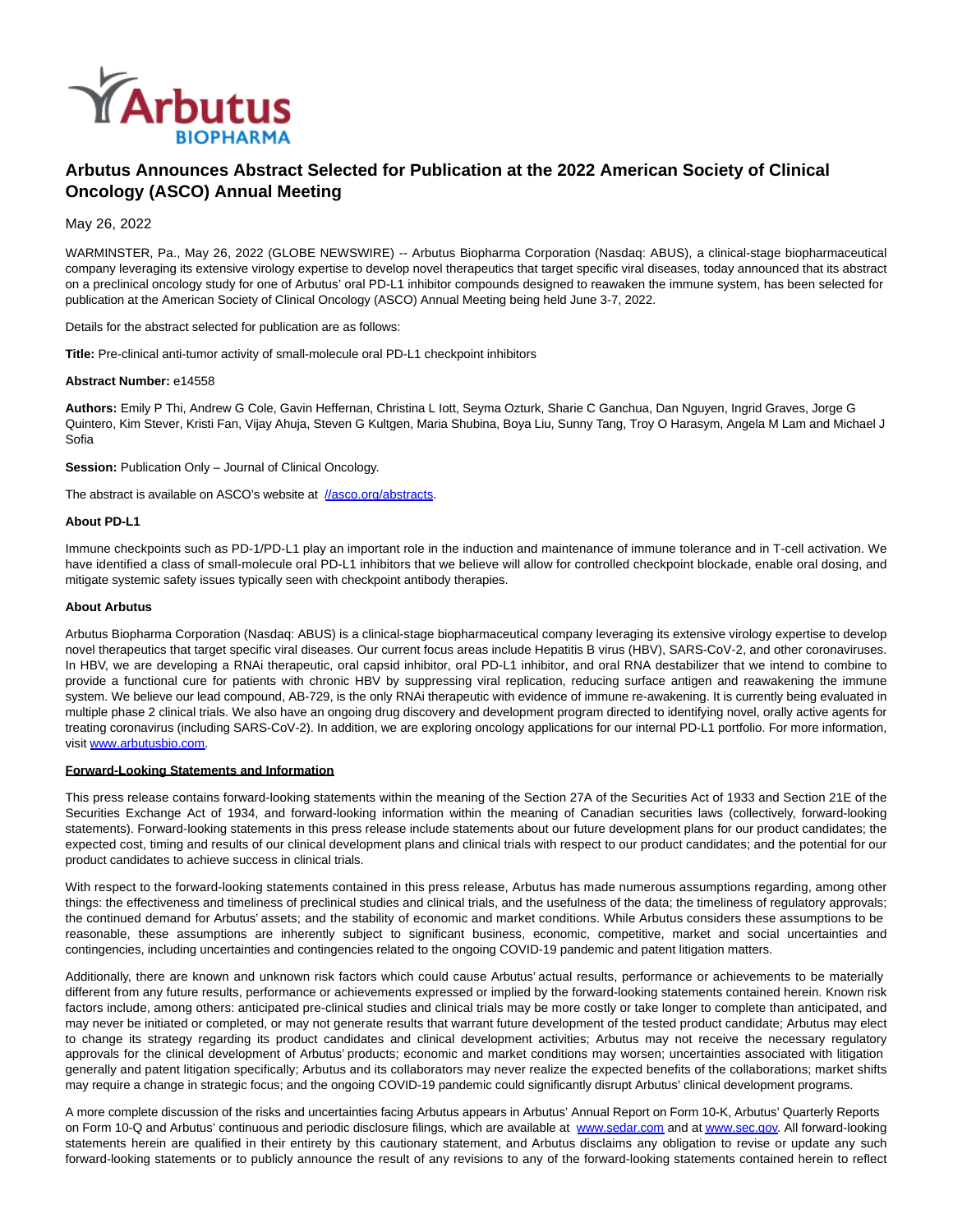# Arbutus Announces Abstract Selected for Publication at the 2022 American Society of Clinical Oncology (ASCO) Annual Meeting

May 26, 2022

WARMINSTER, Pa., May 26, 2022 (GLOBE NEWSWIRE) -- Arbutus Biopharma Corporation (Nasdaq: ABUS), a clinical-stage biopharmaceutical company leveraging its extensive virology expertise to develop novel therapeutics that target specific viral diseases, today announced that its abstract on a preclinical oncology study for one of Arbutus' oral PD-L1 inhibitor compounds designed to reawaken the immune system, has been selected for publication at the American Society of Clinical Oncology (ASCO) Annual Meeting being held June 3-7, 2022.

Details for the abstract selected for publication are as follows:

**Title:** Pre-clinical anti-tumor activity of small-molecule oral PD-L1 checkpoint inhibitors

**Abstract Number:** e14558

**Authors:** Emily P Thi, Andrew G Cole, Gavin Heffernan, Christina L Iott, Seyma Ozturk, Sharie C Ganchua, Dan Nguyen, Ingrid Graves, Jorge G Quintero, Kim Stever, Kristi Fan, Vijay Ahuja, Steven G Kultgen, Maria Shubina, Boya Liu, Sunny Tang, Troy O Harasym, Angela M Lam and Michael J Sofia

**Session:** Publication Only – Journal of Clinical Oncology.

The abstract is available on ASCO's website at //asco.org/abstracts.

### About PD-L1

Immune checkpoints such as PD-1/PD-L1 play an important role in the induction and maintenance of immune tolerance and in T-cell activation. We have identified a class of small-molecule oral PD-L1 inhibitors that we believe will allow for controlled checkpoint blockade, enable oral dosing, and mitigate systemic safety issues typically seen with checkpoint antibody therapies.

### About Arbutus

Arbutus Biopharma Corporation (Nasdaq: ABUS) is a clinical-stage biopharmaceutical company leveraging its extensive virology expertise to develop novel therapeutics that target specific viral diseases. Our current focus areas include Hepatitis B virus (HBV), SARS-CoV-2, and other coronaviruses. In HBV, we are developing a RNAi therapeutic, oral capsid inhibitor, oral PD-L1 inhibitor, and oral RNA destabilizer that we intend to combine to provide a functional cure for patients with chronic HBV by suppressing viral replication, reducing surface antigen and reawakening the immune system. We believe our lead compound, AB-729, is the only RNAi therapeutic with evidence of immune re-awakening. It is currently being evaluated in multiple phase 2 clinical trials. We also have an ongoing drug discovery and development program directed to identifying novel, orally active agents for treating coronavirus (including SARS-CoV-2). In addition, we are exploring oncology applications for our internal PD-L1 portfolio. For more information, visit www.arbutusbio.com.

### Forward-Looking Statements and Information

This press release contains forward-looking statements within the meaning of the Section 27A of the Securities Act of 1933 and Section 21E of the Securities Exchange Act of 1934, and forward-looking information within the meaning of Canadian securities laws (collectively, forward-looking statements). Forward-looking statements in this press release include statements about our future development plans for our product candidates; the expected cost, timing and results of our clinical development plans and clinical trials with respect to our product candidates; and the potential for our product candidates to achieve success in clinical trials.

With respect to the forward-looking statements contained in this press release, Arbutus has made numerous assumptions regarding, among other things: the effectiveness and timeliness of preclinical studies and clinical trials, and the usefulness of the data; the timeliness of regulatory approvals; the continued demand for Arbutus' assets; and the stability of economic and market conditions. While Arbutus considers these assumptions to be reasonable, these assumptions are inherently subject to significant business, economic, competitive, market and social uncertainties and contingencies, including uncertainties and contingencies related to the ongoing COVID-19 pandemic and patent litigation matters.

Additionally, there are known and unknown risk factors which could cause Arbutus' actual results, performance or achievements to be materially different from any future results, performance or achievements expressed or implied by the forward-looking statements contained herein. Known risk factors include, among others: anticipated pre-clinical studies and clinical trials may be more costly or take longer to complete than anticipated, and may never be initiated or completed, or may not generate results that warrant future development of the tested product candidate; Arbutus may elect to change its strategy regarding its product candidates and clinical development activities; Arbutus may not receive the necessary regulatory approvals for the clinical development of Arbutus' products; economic and market conditions may worsen; uncertainties associated with litigation generally and patent litigation specifically; Arbutus and its collaborators may never realize the expected benefits of the collaborations; market shifts may require a change in strategic focus; and the ongoing COVID-19 pandemic could significantly disrupt Arbutus' clinical development programs.

A more complete discussion of the risks and uncertainties facing Arbutus appears in Arbutus' Annual Report on Form 10-K, Arbutus' Quarterly Reports on Form 10-Q and Arbutus' continuous and periodic disclosure filings, which are available at www.sedar.com and at www.sec.gov. All forward-looking statements herein are qualified in their entirety by this cautionary statement, and Arbutus disclaims any obligation to revise or update any such forward-looking statements or to publicly announce the result of any revisions to any of the forward-looking statements contained herein to reflect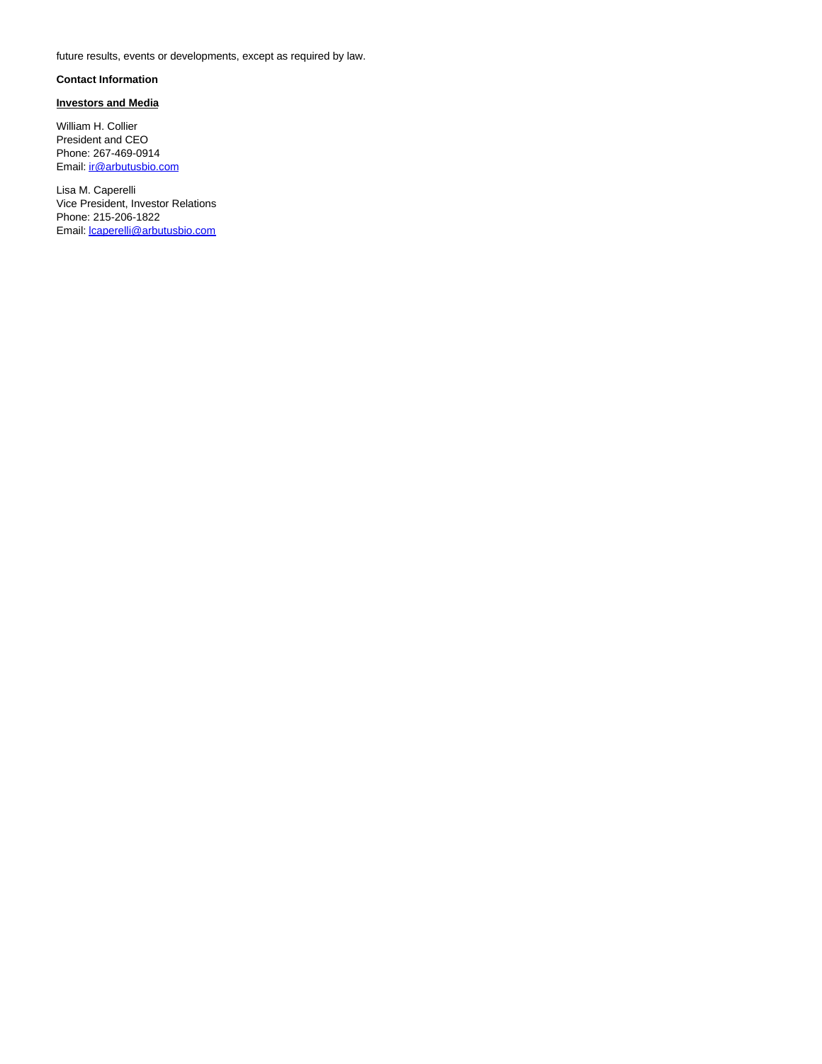future results, events or developments, except as required by law.

**Contact Information**

**Investors and Media**

William H. Collier
President and CEO
Phone: 267-469-0914
Email: ir@arbutusbio.com

Lisa M. Caperelli
Vice President, Investor Relations
Phone: 215-206-1822
Email: lcaperelli@arbutusbio.com